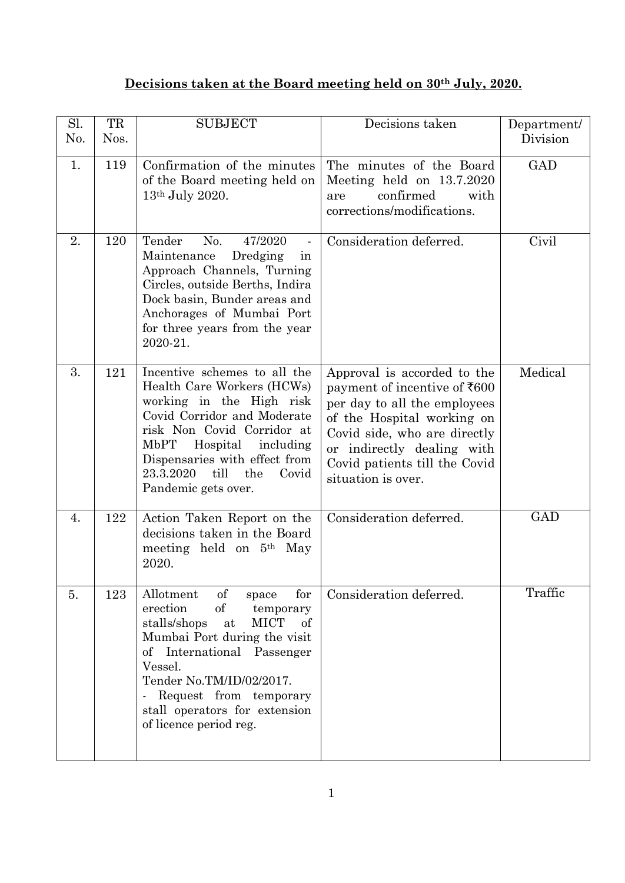**Decisions taken at the Board meeting held on 30th July, 2020.**

| Sl. No. | TR Nos. | SUBJECT | Decisions taken | Department/ Division |
|---|---|---|---|---|
| 1. | 119 | Confirmation of the minutes of the Board meeting held on 13th July 2020. | The minutes of the Board Meeting held on 13.7.2020 are confirmed with corrections/modifications. | GAD |
| 2. | 120 | Tender No. 47/2020 - Maintenance Dredging in Approach Channels, Turning Circles, outside Berths, Indira Dock basin, Bunder areas and Anchorages of Mumbai Port for three years from the year 2020-21. | Consideration deferred. | Civil |
| 3. | 121 | Incentive schemes to all the Health Care Workers (HCWs) working in the High risk Covid Corridor and Moderate risk Non Covid Corridor at MbPT Hospital including Dispensaries with effect from 23.3.2020 till the Covid Pandemic gets over. | Approval is accorded to the payment of incentive of ₹600 per day to all the employees of the Hospital working on Covid side, who are directly or indirectly dealing with Covid patients till the Covid situation is over. | Medical |
| 4. | 122 | Action Taken Report on the decisions taken in the Board meeting held on 5th May 2020. | Consideration deferred. | GAD |
| 5. | 123 | Allotment of space for erection of temporary stalls/shops at MICT of Mumbai Port during the visit of International Passenger Vessel. Tender No.TM/ID/02/2017. - Request from temporary stall operators for extension of licence period reg. | Consideration deferred. | Traffic |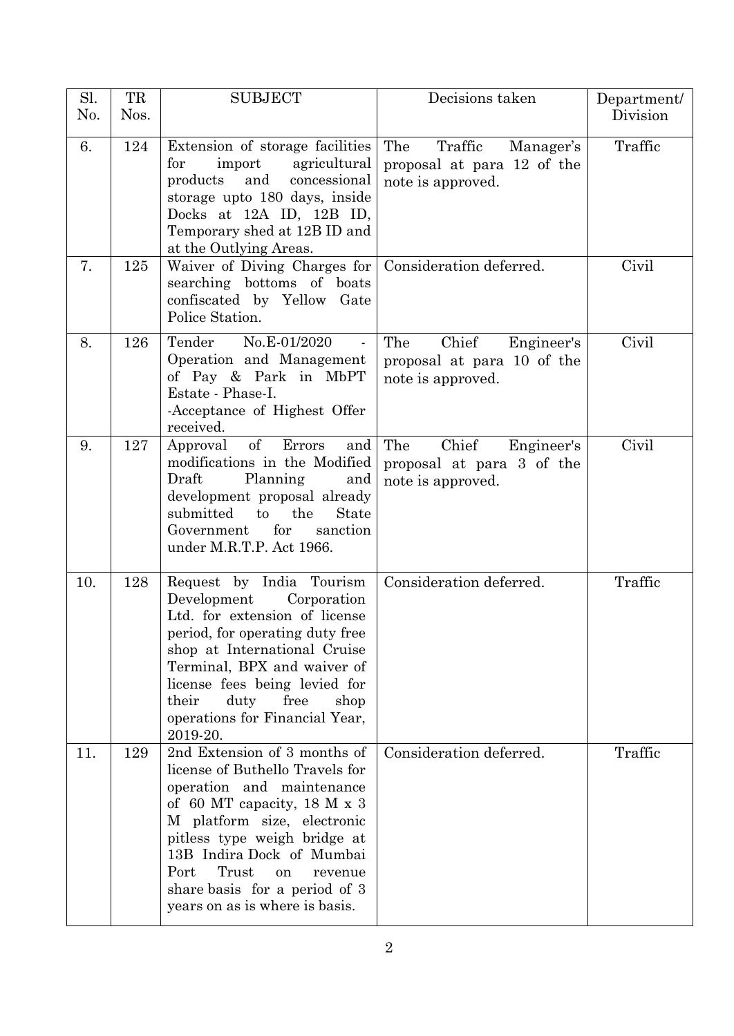| Sl. No. | TR Nos. | SUBJECT | Decisions taken | Department/ Division |
|---|---|---|---|---|
| 6. | 124 | Extension of storage facilities for import agricultural products and concessional storage upto 180 days, inside Docks at 12A ID, 12B ID, Temporary shed at 12B ID and at the Outlying Areas. | The Traffic Manager's proposal at para 12 of the note is approved. | Traffic |
| 7. | 125 | Waiver of Diving Charges for searching bottoms of boats confiscated by Yellow Gate Police Station. | Consideration deferred. | Civil |
| 8. | 126 | Tender No.E-01/2020 - Operation and Management of Pay & Park in MbPT Estate - Phase-I. -Acceptance of Highest Offer received. | The Chief Engineer's proposal at para 10 of the note is approved. | Civil |
| 9. | 127 | Approval of Errors and modifications in the Modified Draft Planning and development proposal already submitted to the State Government for sanction under M.R.T.P. Act 1966. | The Chief Engineer's proposal at para 3 of the note is approved. | Civil |
| 10. | 128 | Request by India Tourism Development Corporation Ltd. for extension of license period, for operating duty free shop at International Cruise Terminal, BPX and waiver of license fees being levied for their duty free shop operations for Financial Year, 2019-20. | Consideration deferred. | Traffic |
| 11. | 129 | 2nd Extension of 3 months of license of Buthello Travels for operation and maintenance of 60 MT capacity, 18 M x 3 M platform size, electronic pitless type weigh bridge at 13B Indira Dock of Mumbai Port Trust on revenue share basis for a period of 3 years on as is where is basis. | Consideration deferred. | Traffic |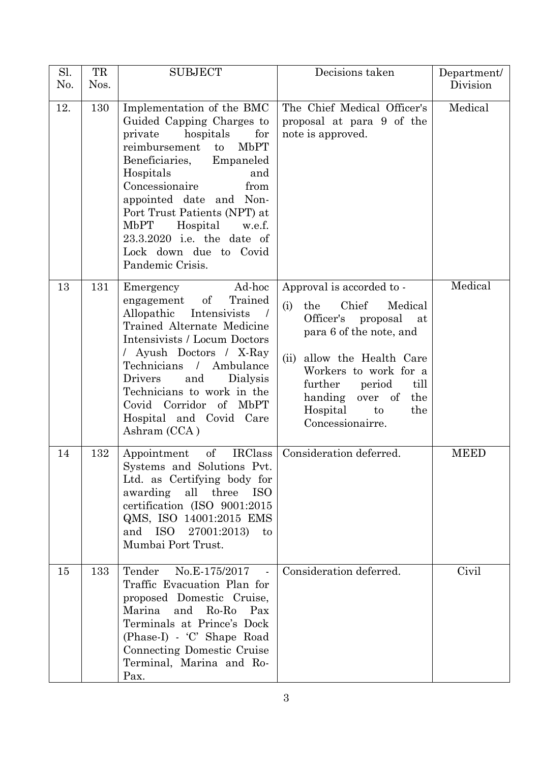| Sl. No. | TR Nos. | SUBJECT | Decisions taken | Department/ Division |
|---|---|---|---|---|
| 12. | 130 | Implementation of the BMC Guided Capping Charges to private hospitals for reimbursement to MbPT Beneficiaries, Empaneled Hospitals and Concessionaire from appointed date and Non-Port Trust Patients (NPT) at MbPT Hospital w.e.f. 23.3.2020 i.e. the date of Lock down due to Covid Pandemic Crisis. | The Chief Medical Officer's proposal at para 9 of the note is approved. | Medical |
| 13 | 131 | Emergency Ad-hoc engagement of Trained Allopathic Intensivists / Trained Alternate Medicine Intensivists / Locum Doctors / Ayush Doctors / X-Ray Technicians / Ambulance Drivers and Dialysis Technicians to work in the Covid Corridor of MbPT Hospital and Covid Care Ashram (CCA ) | Approval is accorded to - (i) the Chief Medical Officer's proposal at para 6 of the note, and (ii) allow the Health Care Workers to work for a further period till handing over of the Hospital to the Concessionairre. | Medical |
| 14 | 132 | Appointment of IRClass Systems and Solutions Pvt. Ltd. as Certifying body for awarding all three ISO certification (ISO 9001:2015 QMS, ISO 14001:2015 EMS and ISO 27001:2013) to Mumbai Port Trust. | Consideration deferred. | MEED |
| 15 | 133 | Tender No.E-175/2017 - Traffic Evacuation Plan for proposed Domestic Cruise, Marina and Ro-Ro Pax Terminals at Prince's Dock (Phase-I) - 'C' Shape Road Connecting Domestic Cruise Terminal, Marina and Ro-Pax. | Consideration deferred. | Civil |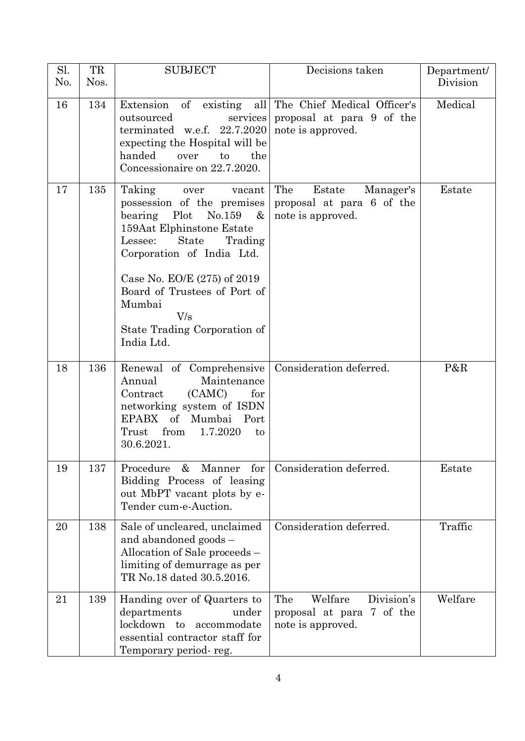| Sl. No. | TR Nos. | SUBJECT | Decisions taken | Department/ Division |
|---|---|---|---|---|
| 16 | 134 | Extension of existing all outsourced services terminated w.e.f. 22.7.2020 expecting the Hospital will be handed over to the Concessionaire on 22.7.2020. | The Chief Medical Officer's proposal at para 9 of the note is approved. | Medical |
| 17 | 135 | Taking over vacant possession of the premises bearing Plot No.159 & 159Aat Elphinstone Estate Lessee: State Trading Corporation of India Ltd.<br><br>Case No. EO/E (275) of 2019 Board of Trustees of Port of Mumbai<br>V/s<br>State Trading Corporation of India Ltd. | The Estate Manager's proposal at para 6 of the note is approved. | Estate |
| 18 | 136 | Renewal of Comprehensive Annual Maintenance Contract (CAMC) for networking system of ISDN EPABX of Mumbai Port Trust from 1.7.2020 to 30.6.2021. | Consideration deferred. | P&R |
| 19 | 137 | Procedure & Manner for Bidding Process of leasing out MbPT vacant plots by e-Tender cum-e-Auction. | Consideration deferred. | Estate |
| 20 | 138 | Sale of uncleared, unclaimed and abandoned goods – Allocation of Sale proceeds – limiting of demurrage as per TR No.18 dated 30.5.2016. | Consideration deferred. | Traffic |
| 21 | 139 | Handing over of Quarters to departments under lockdown to accommodate essential contractor staff for Temporary period- reg. | The Welfare Division's proposal at para 7 of the note is approved. | Welfare |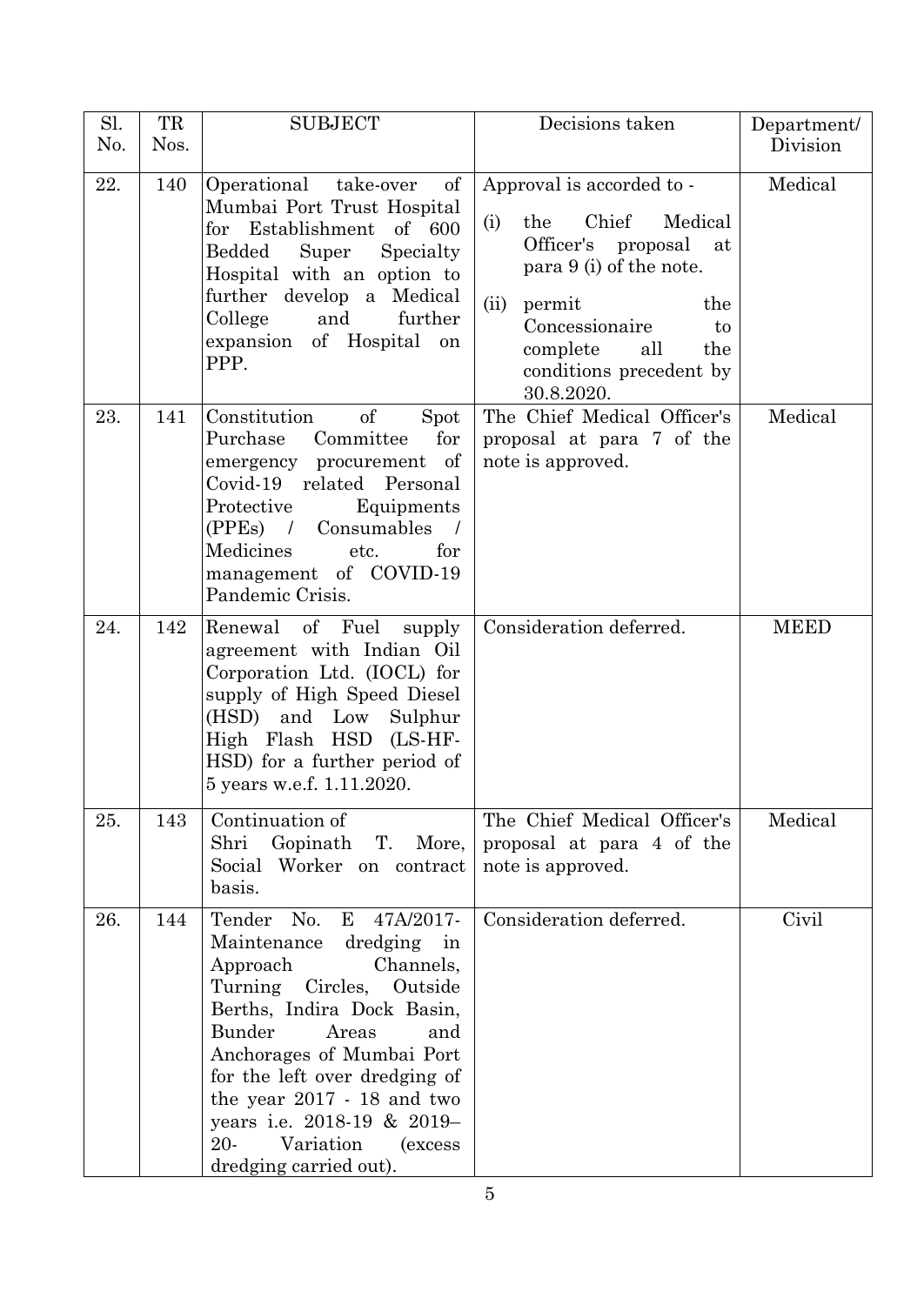| Sl. No. | TR Nos. | SUBJECT | Decisions taken | Department/ Division |
|---|---|---|---|---|
| 22. | 140 | Operational take-over of Mumbai Port Trust Hospital for Establishment of 600 Bedded Super Specialty Hospital with an option to further develop a Medical College and further expansion of Hospital on PPP. | Approval is accorded to - (i) the Chief Medical Officer's proposal at para 9 (i) of the note. (ii) permit the Concessionaire to complete all the conditions precedent by 30.8.2020. | Medical |
| 23. | 141 | Constitution of Spot Purchase Committee for emergency procurement of Covid-19 related Personal Protective Equipments (PPEs) / Consumables / Medicines etc. for management of COVID-19 Pandemic Crisis. | The Chief Medical Officer's proposal at para 7 of the note is approved. | Medical |
| 24. | 142 | Renewal of Fuel supply agreement with Indian Oil Corporation Ltd. (IOCL) for supply of High Speed Diesel (HSD) and Low Sulphur High Flash HSD (LS-HF-HSD) for a further period of 5 years w.e.f. 1.11.2020. | Consideration deferred. | MEED |
| 25. | 143 | Continuation of Shri Gopinath T. More, Social Worker on contract basis. | The Chief Medical Officer's proposal at para 4 of the note is approved. | Medical |
| 26. | 144 | Tender No. E 47A/2017- Maintenance dredging in Approach Channels, Turning Circles, Outside Berths, Indira Dock Basin, Bunder Areas and Anchorages of Mumbai Port for the left over dredging of the year 2017 - 18 and two years i.e. 2018-19 & 2019–20- Variation (excess dredging carried out). | Consideration deferred. | Civil |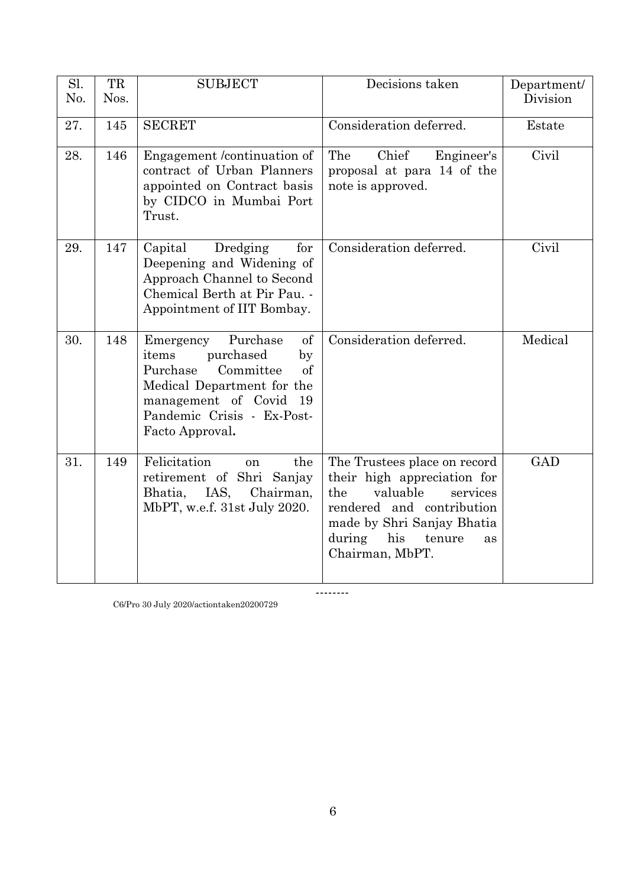| Sl. No. | TR Nos. | SUBJECT | Decisions taken | Department/ Division |
|---|---|---|---|---|
| 27. | 145 | SECRET | Consideration deferred. | Estate |
| 28. | 146 | Engagement /continuation of contract of Urban Planners appointed on Contract basis by CIDCO in Mumbai Port Trust. | The Chief Engineer's proposal at para 14 of the note is approved. | Civil |
| 29. | 147 | Capital Dredging for Deepening and Widening of Approach Channel to Second Chemical Berth at Pir Pau. - Appointment of IIT Bombay. | Consideration deferred. | Civil |
| 30. | 148 | Emergency Purchase of items purchased by Purchase Committee of Medical Department for the management of Covid 19 Pandemic Crisis - Ex-Post-Facto Approval**.** | Consideration deferred. | Medical |
| 31. | 149 | Felicitation on the retirement of Shri Sanjay Bhatia, IAS, Chairman, MbPT, w.e.f. 31st July 2020. | The Trustees place on record their high appreciation for the valuable services rendered and contribution made by Shri Sanjay Bhatia during his tenure as Chairman, MbPT. | GAD |

--------

C6/Pro 30 July 2020/actiontaken20200729